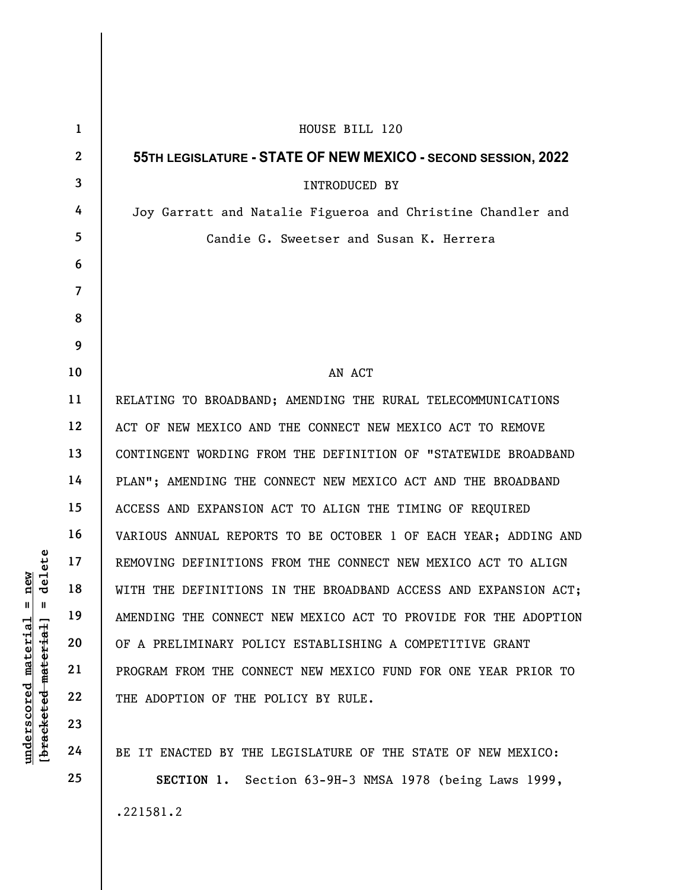HOUSE BILL 120

**55TH LEGISLATURE - STATE OF NEW MEXICO - SECOND SESSION, 2022**

INTRODUCED BY

Joy Garratt and Natalie Figueroa and Christine Chandler and Candie G. Sweetser and Susan K. Herrera

AN ACT

RELATING TO BROADBAND; AMENDING THE RURAL TELECOMMUNICATIONS ACT OF NEW MEXICO AND THE CONNECT NEW MEXICO ACT TO REMOVE CONTINGENT WORDING FROM THE DEFINITION OF "STATEWIDE BROADBAND PLAN"; AMENDING THE CONNECT NEW MEXICO ACT AND THE BROADBAND ACCESS AND EXPANSION ACT TO ALIGN THE TIMING OF REQUIRED VARIOUS ANNUAL REPORTS TO BE OCTOBER 1 OF EACH YEAR; ADDING AND REMOVING DEFINITIONS FROM THE CONNECT NEW MEXICO ACT TO ALIGN WITH THE DEFINITIONS IN THE BROADBAND ACCESS AND EXPANSION ACT; AMENDING THE CONNECT NEW MEXICO ACT TO PROVIDE FOR THE ADOPTION OF A PRELIMINARY POLICY ESTABLISHING A COMPETITIVE GRANT PROGRAM FROM THE CONNECT NEW MEXICO FUND FOR ONE YEAR PRIOR TO THE ADOPTION OF THE POLICY BY RULE.

BE IT ENACTED BY THE LEGISLATURE OF THE STATE OF NEW MEXICO:

**SECTION 1.** Section 63-9H-3 NMSA 1978 (being Laws 1999,

.221581.2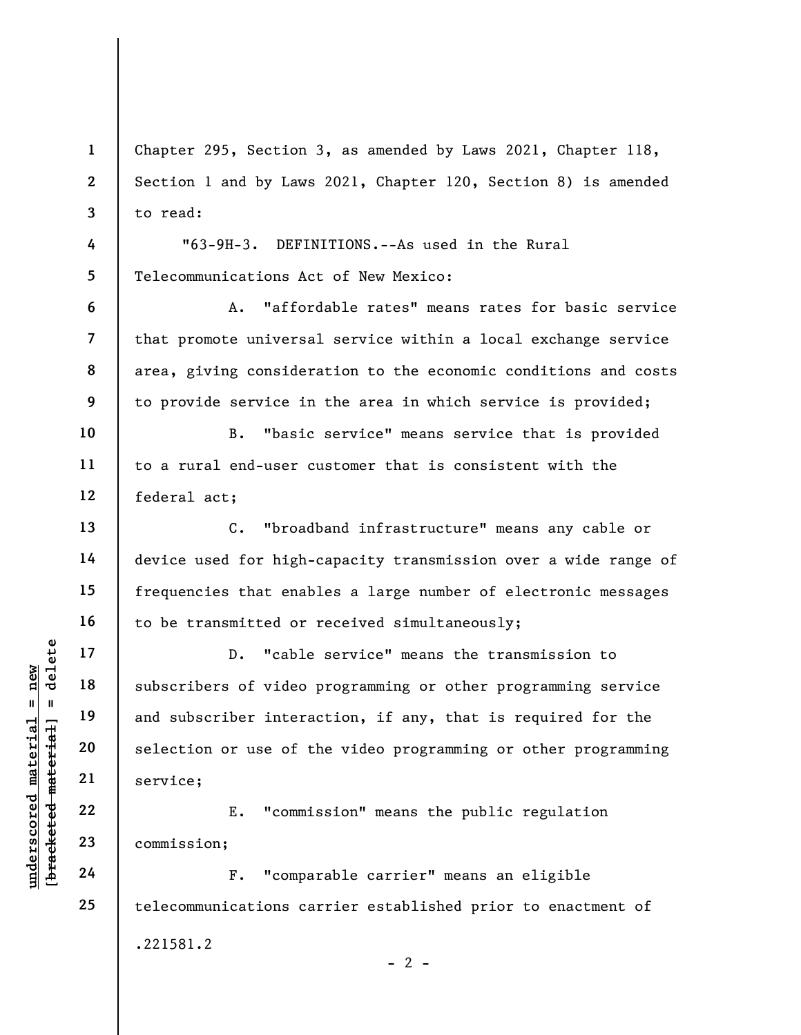Chapter 295, Section 3, as amended by Laws 2021, Chapter 118, Section 1 and by Laws 2021, Chapter 120, Section 8) is amended to read:

"63-9H-3. DEFINITIONS.--As used in the Rural Telecommunications Act of New Mexico:

A. "affordable rates" means rates for basic service that promote universal service within a local exchange service area, giving consideration to the economic conditions and costs to provide service in the area in which service is provided;

B. "basic service" means service that is provided to a rural end-user customer that is consistent with the federal act;

C. "broadband infrastructure" means any cable or device used for high-capacity transmission over a wide range of frequencies that enables a large number of electronic messages to be transmitted or received simultaneously;

D. "cable service" means the transmission to subscribers of video programming or other programming service and subscriber interaction, if any, that is required for the selection or use of the video programming or other programming service;

E. "commission" means the public regulation commission;

F. "comparable carrier" means an eligible telecommunications carrier established prior to enactment of

.221581.2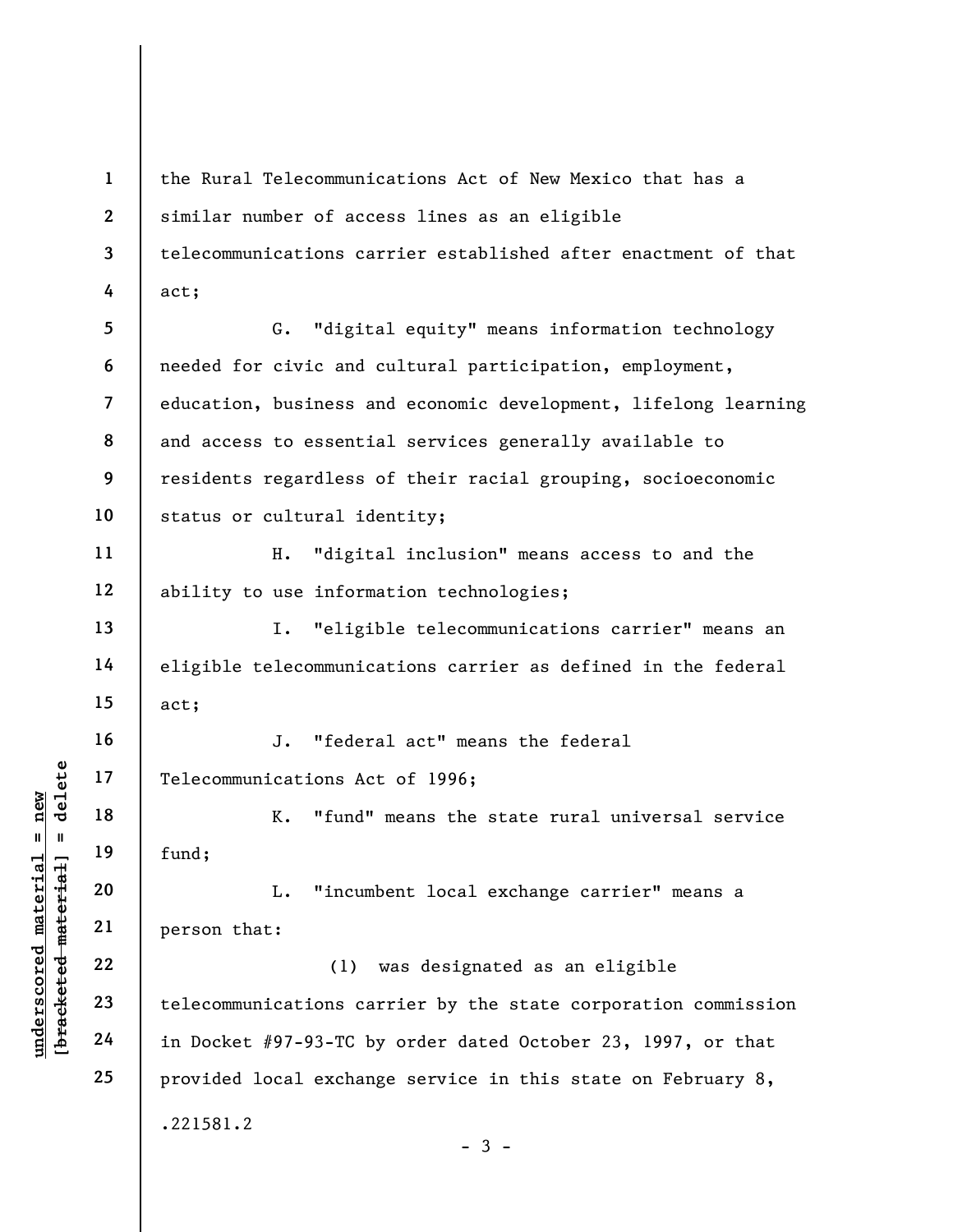the Rural Telecommunications Act of New Mexico that has a similar number of access lines as an eligible telecommunications carrier established after enactment of that act;

G. "digital equity" means information technology needed for civic and cultural participation, employment, education, business and economic development, lifelong learning and access to essential services generally available to residents regardless of their racial grouping, socioeconomic status or cultural identity;

H. "digital inclusion" means access to and the ability to use information technologies;

I. "eligible telecommunications carrier" means an eligible telecommunications carrier as defined in the federal act;

J. "federal act" means the federal Telecommunications Act of 1996;

K. "fund" means the state rural universal service fund;

L. "incumbent local exchange carrier" means a person that:

(1) was designated as an eligible telecommunications carrier by the state corporation commission in Docket #97-93-TC by order dated October 23, 1997, or that provided local exchange service in this state on February 8,

.221581.2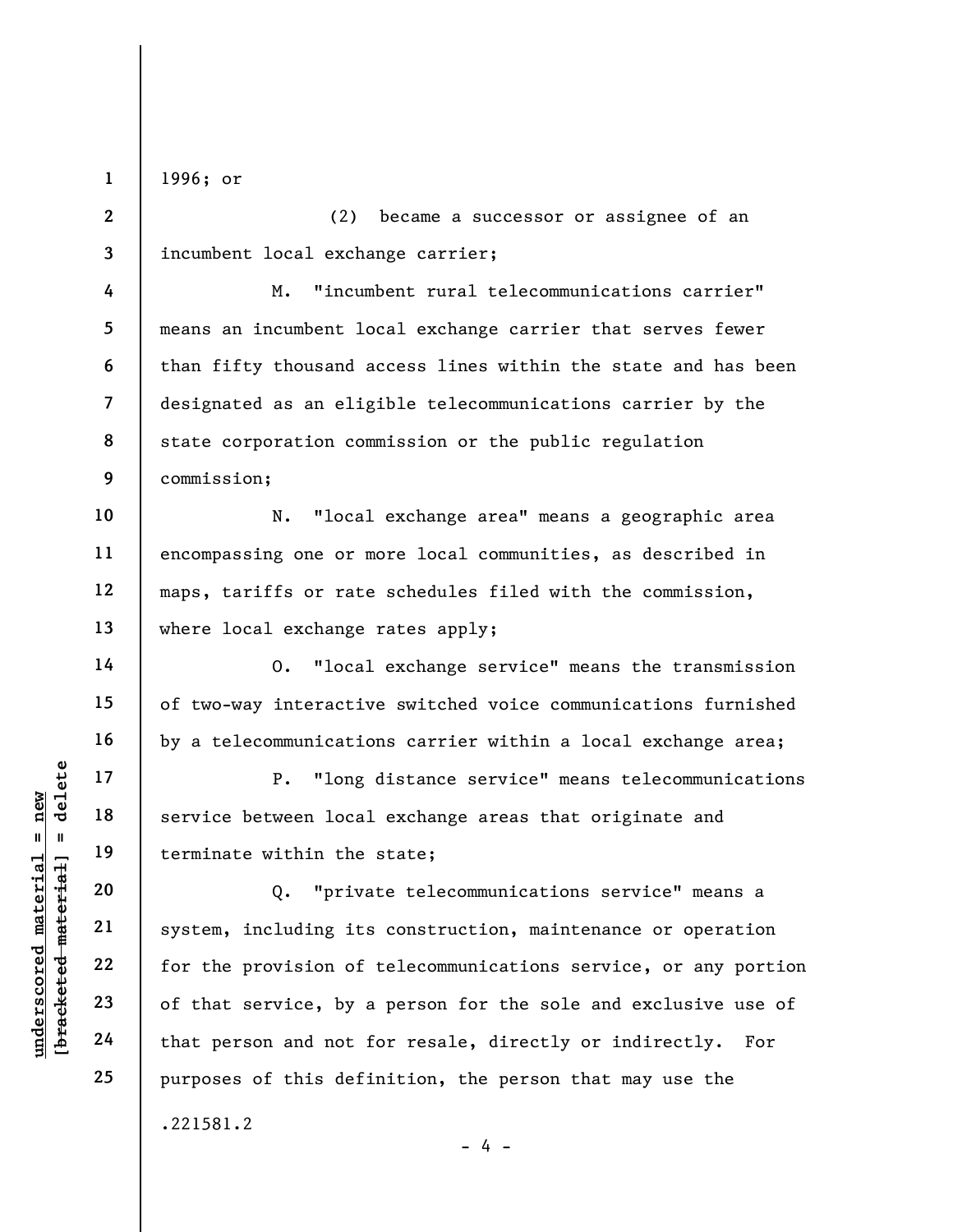1996; or

(2) became a successor or assignee of an incumbent local exchange carrier;

M. "incumbent rural telecommunications carrier" means an incumbent local exchange carrier that serves fewer than fifty thousand access lines within the state and has been designated as an eligible telecommunications carrier by the state corporation commission or the public regulation commission;

N. "local exchange area" means a geographic area encompassing one or more local communities, as described in maps, tariffs or rate schedules filed with the commission, where local exchange rates apply;

O. "local exchange service" means the transmission of two-way interactive switched voice communications furnished by a telecommunications carrier within a local exchange area;

P. "long distance service" means telecommunications service between local exchange areas that originate and terminate within the state;

Q. "private telecommunications service" means a system, including its construction, maintenance or operation for the provision of telecommunications service, or any portion of that service, by a person for the sole and exclusive use of that person and not for resale, directly or indirectly. For purposes of this definition, the person that may use the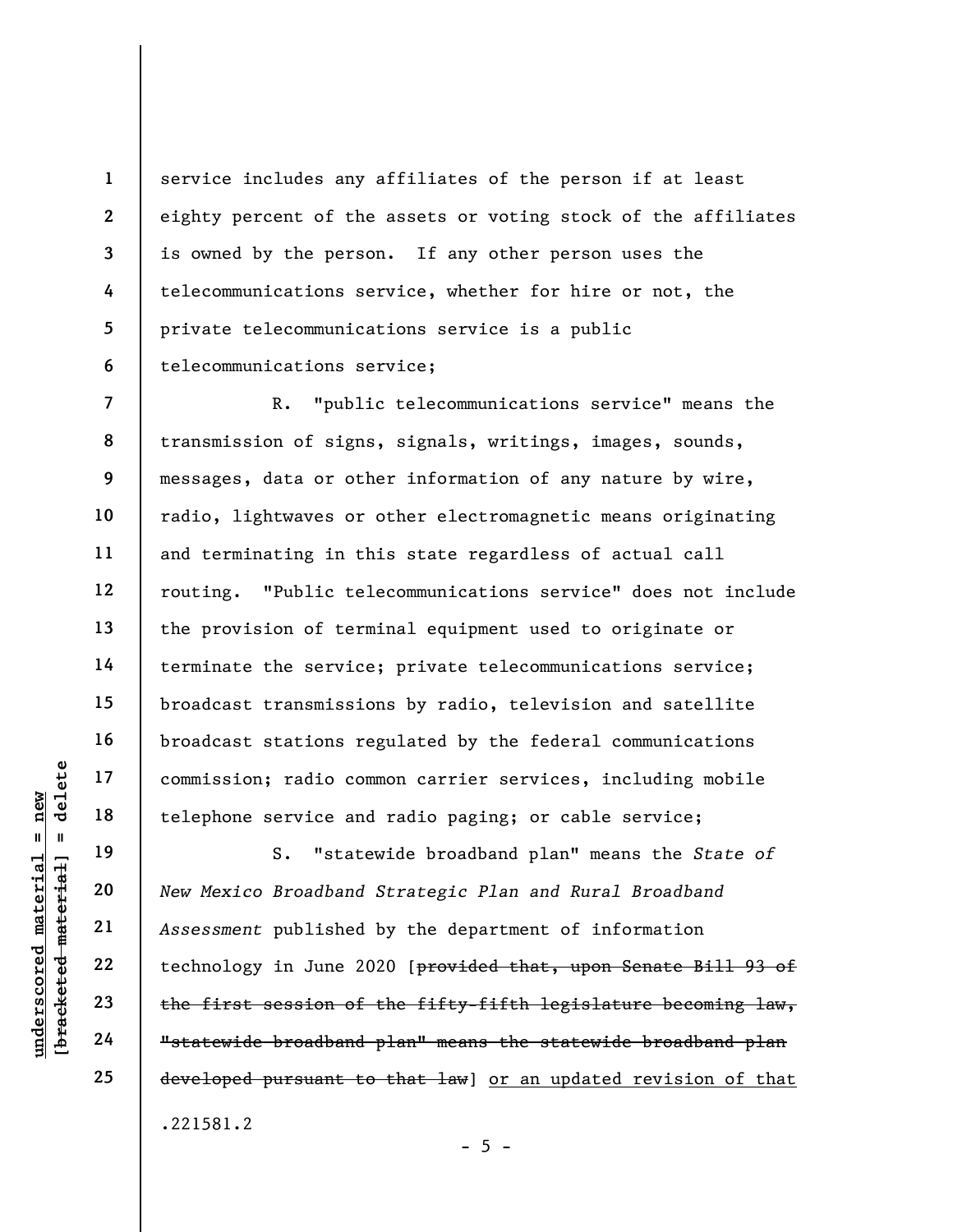service includes any affiliates of the person if at least eighty percent of the assets or voting stock of the affiliates is owned by the person. If any other person uses the telecommunications service, whether for hire or not, the private telecommunications service is a public telecommunications service;

R. "public telecommunications service" means the transmission of signs, signals, writings, images, sounds, messages, data or other information of any nature by wire, radio, lightwaves or other electromagnetic means originating and terminating in this state regardless of actual call routing. "Public telecommunications service" does not include the provision of terminal equipment used to originate or terminate the service; private telecommunications service; broadcast transmissions by radio, television and satellite broadcast stations regulated by the federal communications commission; radio common carrier services, including mobile telephone service and radio paging; or cable service;

S. "statewide broadband plan" means the *State of New Mexico Broadband Strategic Plan and Rural Broadband Assessment* published by the department of information technology in June 2020 [~~provided that, upon Senate Bill 93 of the first session of the fifty-fifth legislature becoming law, "statewide broadband plan" means the statewide broadband plan developed pursuant to that law~~] <u>or an updated revision of that</u>

.221581.2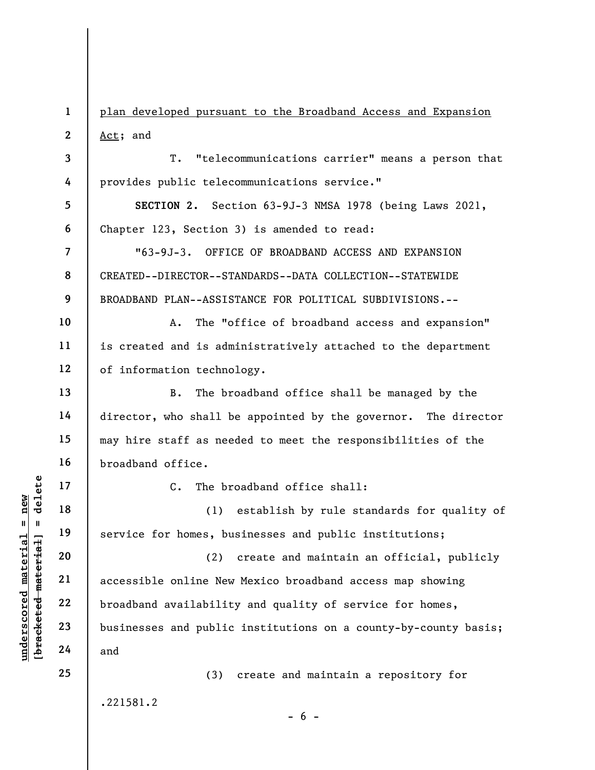<u>plan developed pursuant to the Broadband Access and Expansion Act</u>; and

T. "telecommunications carrier" means a person that provides public telecommunications service."

**SECTION 2.** Section 63-9J-3 NMSA 1978 (being Laws 2021, Chapter 123, Section 3) is amended to read:

"63-9J-3. OFFICE OF BROADBAND ACCESS AND EXPANSION CREATED--DIRECTOR--STANDARDS--DATA COLLECTION--STATEWIDE BROADBAND PLAN--ASSISTANCE FOR POLITICAL SUBDIVISIONS.--

A. The "office of broadband access and expansion" is created and is administratively attached to the department of information technology.

B. The broadband office shall be managed by the director, who shall be appointed by the governor. The director may hire staff as needed to meet the responsibilities of the broadband office.

C. The broadband office shall:

(1) establish by rule standards for quality of service for homes, businesses and public institutions;

(2) create and maintain an official, publicly accessible online New Mexico broadband access map showing broadband availability and quality of service for homes, businesses and public institutions on a county-by-county basis; and

(3) create and maintain a repository for

.221581.2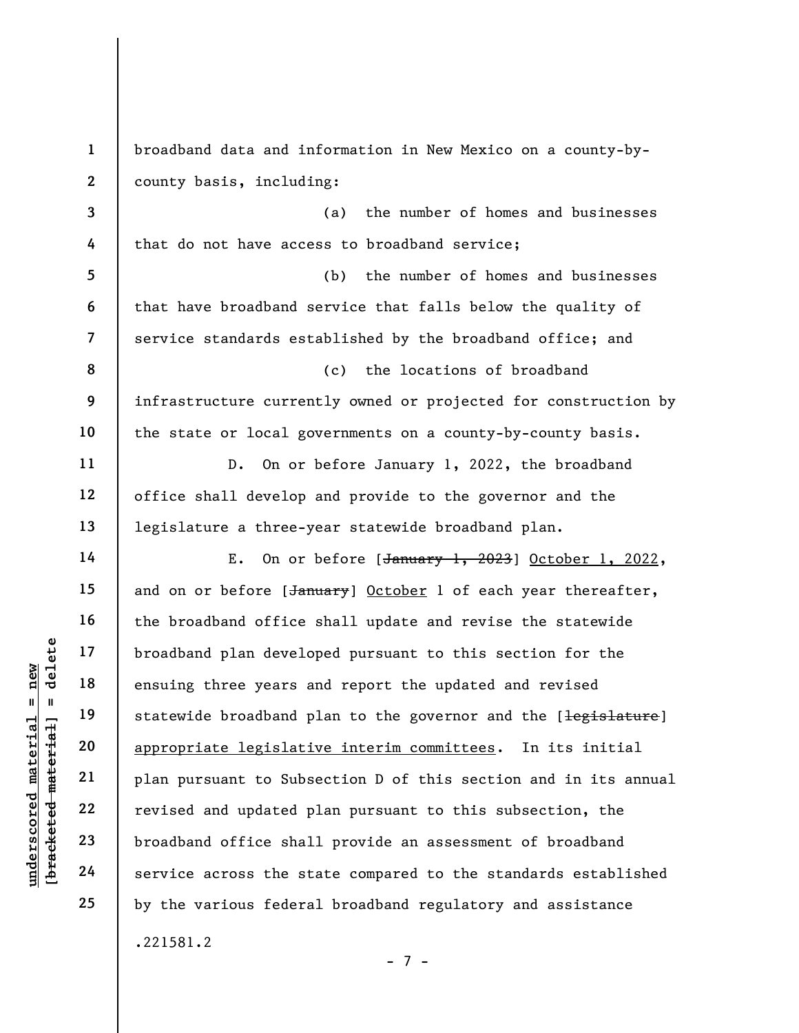broadband data and information in New Mexico on a county-by-county basis, including:

(a) the number of homes and businesses that do not have access to broadband service;

(b) the number of homes and businesses that have broadband service that falls below the quality of service standards established by the broadband office; and

(c) the locations of broadband infrastructure currently owned or projected for construction by the state or local governments on a county-by-county basis.

D. On or before January 1, 2022, the broadband office shall develop and provide to the governor and the legislature a three-year statewide broadband plan.

E. On or before [~~January 1, 2023~~] <u>October 1, 2022</u>, and on or before [~~January~~] <u>October</u> 1 of each year thereafter, the broadband office shall update and revise the statewide broadband plan developed pursuant to this section for the ensuing three years and report the updated and revised statewide broadband plan to the governor and the [~~legislature~~] <u>appropriate legislative interim committees</u>. In its initial plan pursuant to Subsection D of this section and in its annual revised and updated plan pursuant to this subsection, the broadband office shall provide an assessment of broadband service across the state compared to the standards established by the various federal broadband regulatory and assistance

.221581.2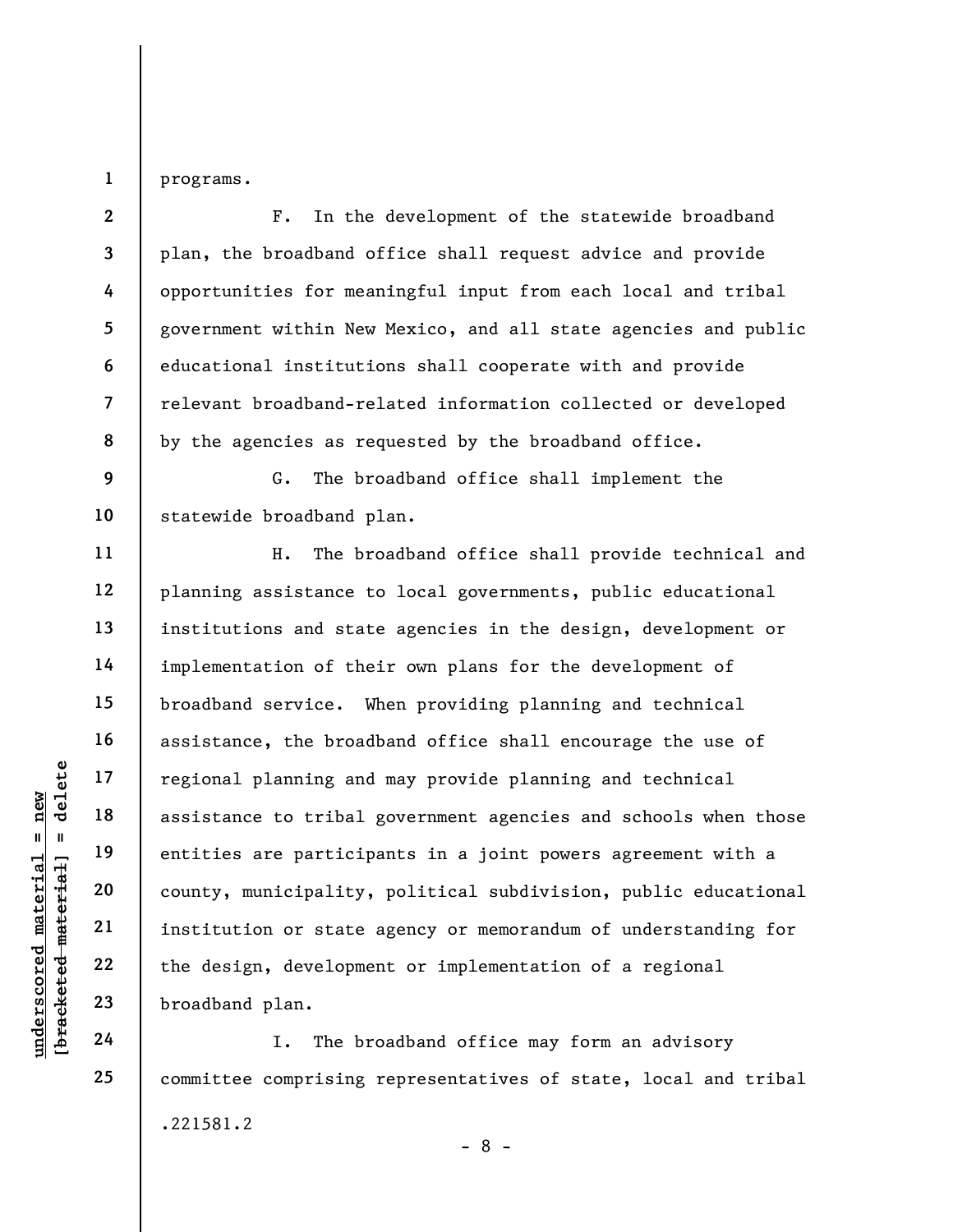programs.

F. In the development of the statewide broadband plan, the broadband office shall request advice and provide opportunities for meaningful input from each local and tribal government within New Mexico, and all state agencies and public educational institutions shall cooperate with and provide relevant broadband-related information collected or developed by the agencies as requested by the broadband office.

G. The broadband office shall implement the statewide broadband plan.

H. The broadband office shall provide technical and planning assistance to local governments, public educational institutions and state agencies in the design, development or implementation of their own plans for the development of broadband service. When providing planning and technical assistance, the broadband office shall encourage the use of regional planning and may provide planning and technical assistance to tribal government agencies and schools when those entities are participants in a joint powers agreement with a county, municipality, political subdivision, public educational institution or state agency or memorandum of understanding for the design, development or implementation of a regional broadband plan.

I. The broadband office may form an advisory committee comprising representatives of state, local and tribal

.221581.2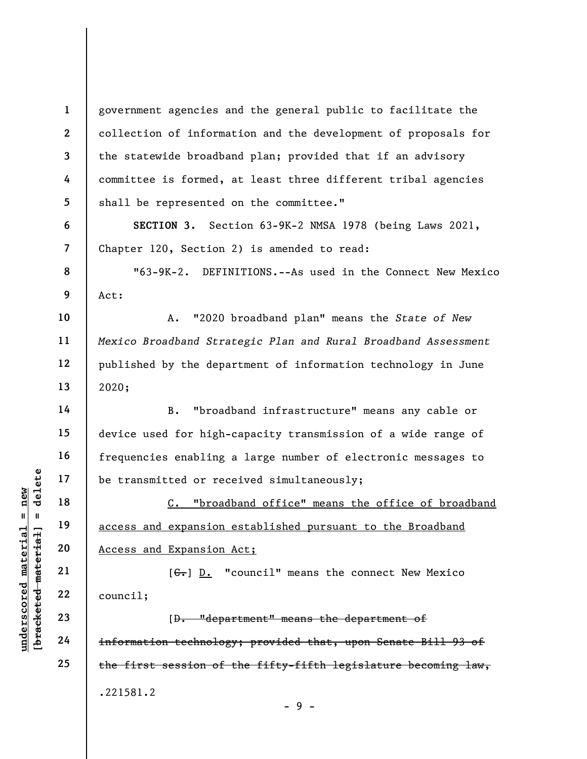government agencies and the general public to facilitate the collection of information and the development of proposals for the statewide broadband plan; provided that if an advisory committee is formed, at least three different tribal agencies shall be represented on the committee."

**SECTION 3.** Section 63-9K-2 NMSA 1978 (being Laws 2021, Chapter 120, Section 2) is amended to read:

"63-9K-2. DEFINITIONS.--As used in the Connect New Mexico Act:

A. "2020 broadband plan" means the *State of New Mexico Broadband Strategic Plan and Rural Broadband Assessment* published by the department of information technology in June 2020;

B. "broadband infrastructure" means any cable or device used for high-capacity transmission of a wide range of frequencies enabling a large number of electronic messages to be transmitted or received simultaneously;

<u>C. "broadband office" means the office of broadband access and expansion established pursuant to the Broadband Access and Expansion Act;</u>

[~~C.~~] <u>D.</u> "council" means the connect New Mexico council;

[~~D. "department" means the department of information technology; provided that, upon Senate Bill 93 of the first session of the fifty-fifth legislature becoming law,~~

.221581.2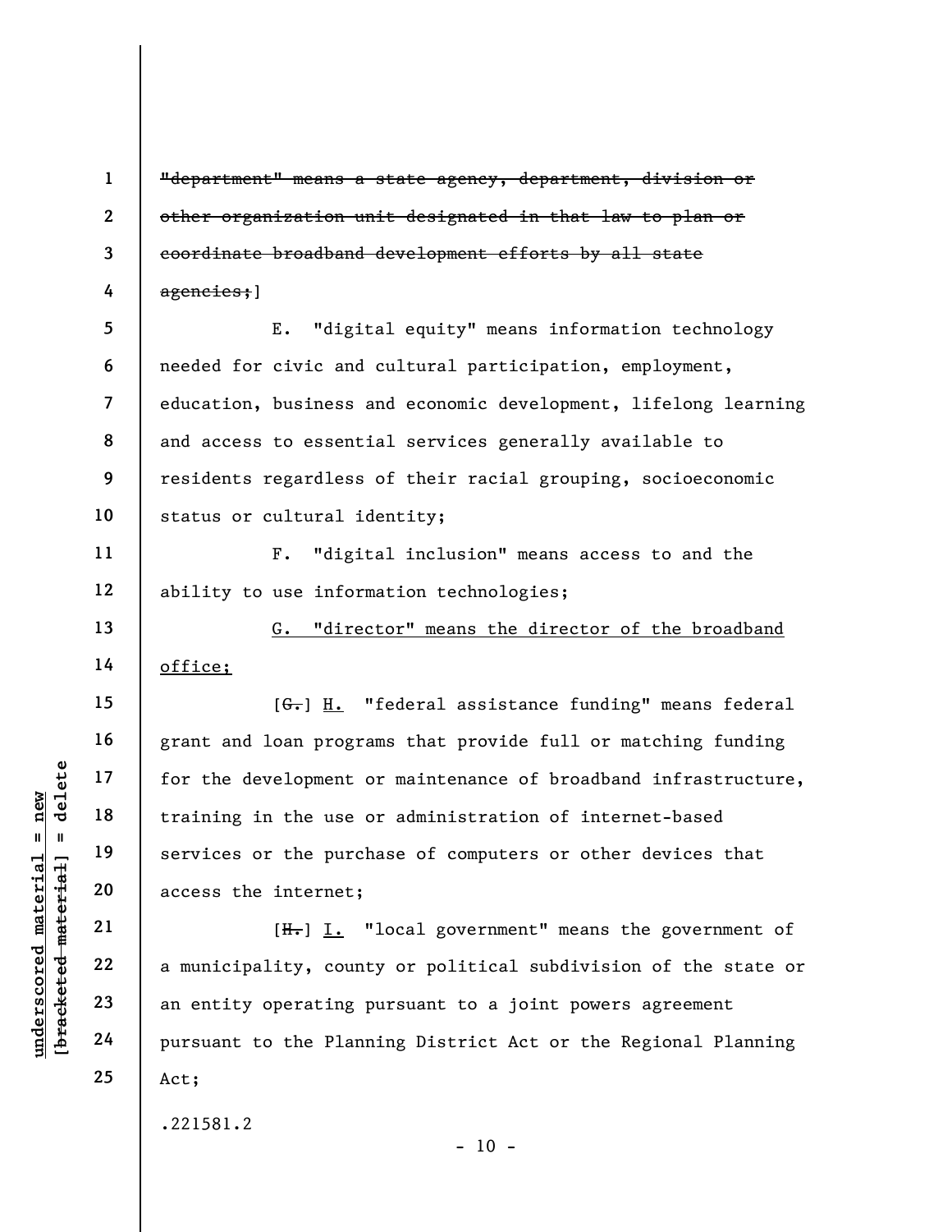~~"department" means a state agency, department, division or other organization unit designated in that law to plan or coordinate broadband development efforts by all state agencies;~~]

E. "digital equity" means information technology needed for civic and cultural participation, employment, education, business and economic development, lifelong learning and access to essential services generally available to residents regardless of their racial grouping, socioeconomic status or cultural identity;

F. "digital inclusion" means access to and the ability to use information technologies;

<u>G. "director" means the director of the broadband office;</u>

[~~G.~~] <u>H.</u> "federal assistance funding" means federal grant and loan programs that provide full or matching funding for the development or maintenance of broadband infrastructure, training in the use or administration of internet-based services or the purchase of computers or other devices that access the internet;

[~~H.~~] <u>I.</u> "local government" means the government of a municipality, county or political subdivision of the state or an entity operating pursuant to a joint powers agreement pursuant to the Planning District Act or the Regional Planning Act;

.221581.2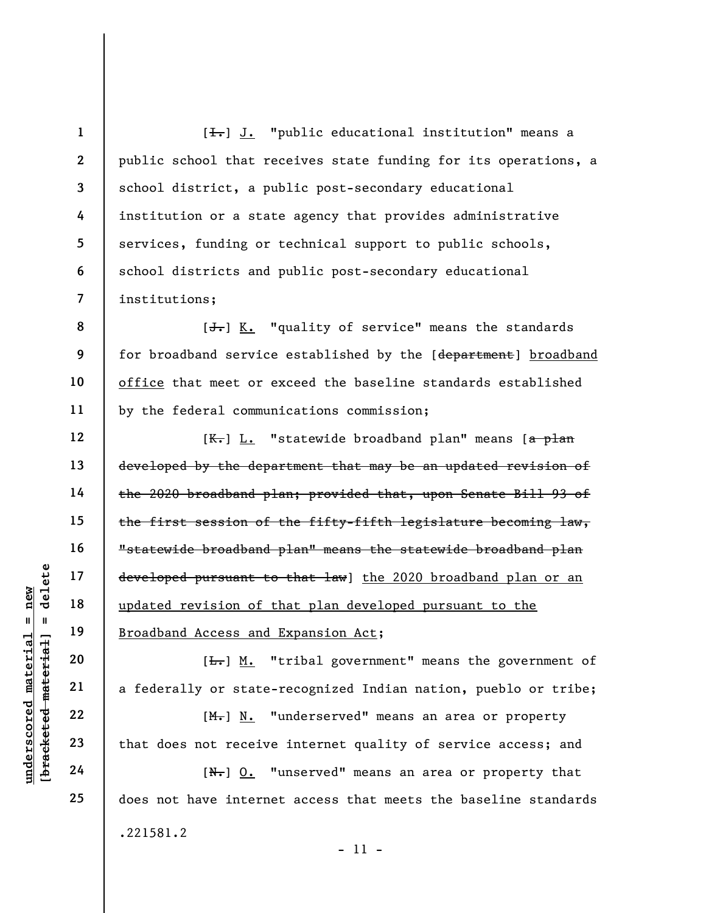[~~I.~~] J. "public educational institution" means a public school that receives state funding for its operations, a school district, a public post-secondary educational institution or a state agency that provides administrative services, funding or technical support to public schools, school districts and public post-secondary educational institutions;

[~~J.~~] K. "quality of service" means the standards for broadband service established by the [~~department~~] broadband office that meet or exceed the baseline standards established by the federal communications commission;

[~~K.~~] L. "statewide broadband plan" means [~~a plan developed by the department that may be an updated revision of the 2020 broadband plan; provided that, upon Senate Bill 93 of the first session of the fifty-fifth legislature becoming law, "statewide broadband plan" means the statewide broadband plan developed pursuant to that law~~] the 2020 broadband plan or an updated revision of that plan developed pursuant to the Broadband Access and Expansion Act;

[~~L.~~] M. "tribal government" means the government of a federally or state-recognized Indian nation, pueblo or tribe;

[~~M.~~] N. "underserved" means an area or property that does not receive internet quality of service access; and

[~~N.~~] O. "unserved" means an area or property that does not have internet access that meets the baseline standards

.221581.2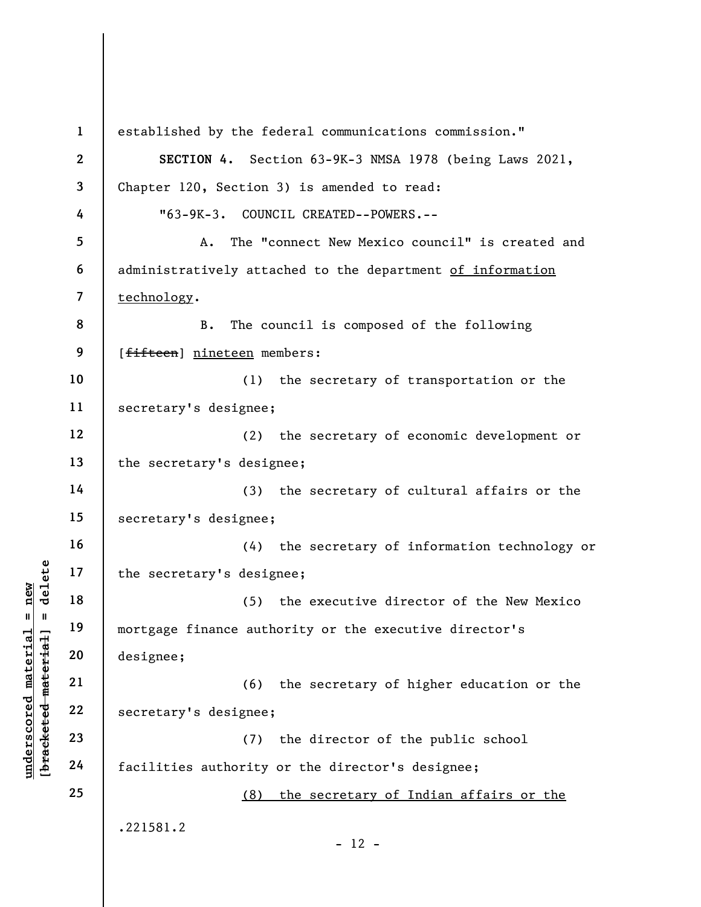established by the federal communications commission."

**SECTION 4.** Section 63-9K-3 NMSA 1978 (being Laws 2021, Chapter 120, Section 3) is amended to read:

"63-9K-3. COUNCIL CREATED--POWERS.--

A. The "connect New Mexico council" is created and administratively attached to the department <u>of information technology</u>.

B. The council is composed of the following [~~fifteen~~] <u>nineteen</u> members:

(1) the secretary of transportation or the secretary's designee;

(2) the secretary of economic development or the secretary's designee;

(3) the secretary of cultural affairs or the secretary's designee;

(4) the secretary of information technology or the secretary's designee;

(5) the executive director of the New Mexico mortgage finance authority or the executive director's designee;

(6) the secretary of higher education or the secretary's designee;

(7) the director of the public school facilities authority or the director's designee;

<u>(8) the secretary of Indian affairs or the</u>

.221581.2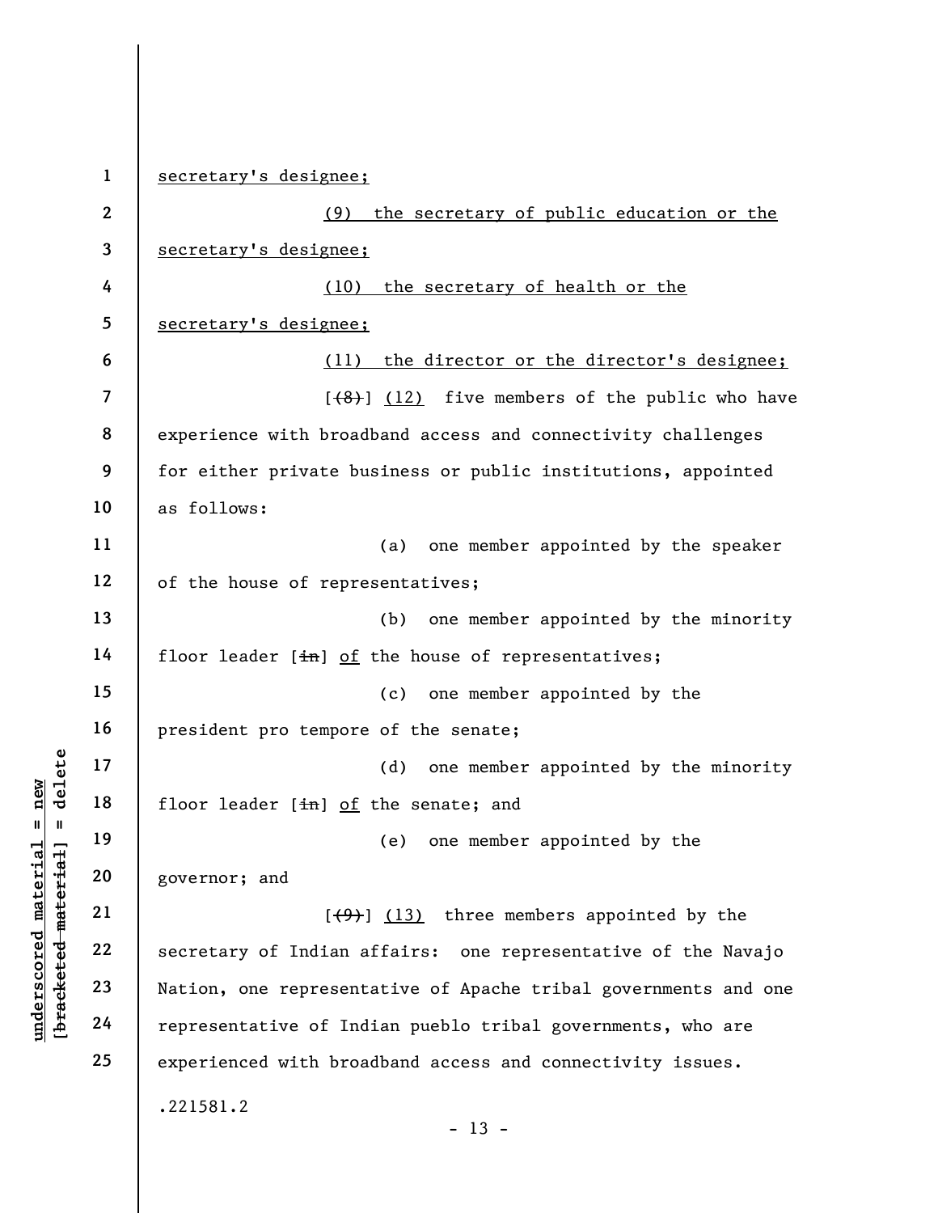secretary's designee;

(9) the secretary of public education or the secretary's designee;

(10) the secretary of health or the secretary's designee;

(11) the director or the director's designee;

[(8)] (12) five members of the public who have experience with broadband access and connectivity challenges for either private business or public institutions, appointed as follows:

(a) one member appointed by the speaker of the house of representatives;

(b) one member appointed by the minority floor leader [in] of the house of representatives;

(c) one member appointed by the president pro tempore of the senate;

(d) one member appointed by the minority floor leader [in] of the senate; and

(e) one member appointed by the governor; and

[(9)] (13) three members appointed by the secretary of Indian affairs: one representative of the Navajo Nation, one representative of Apache tribal governments and one representative of Indian pueblo tribal governments, who are experienced with broadband access and connectivity issues.

.221581.2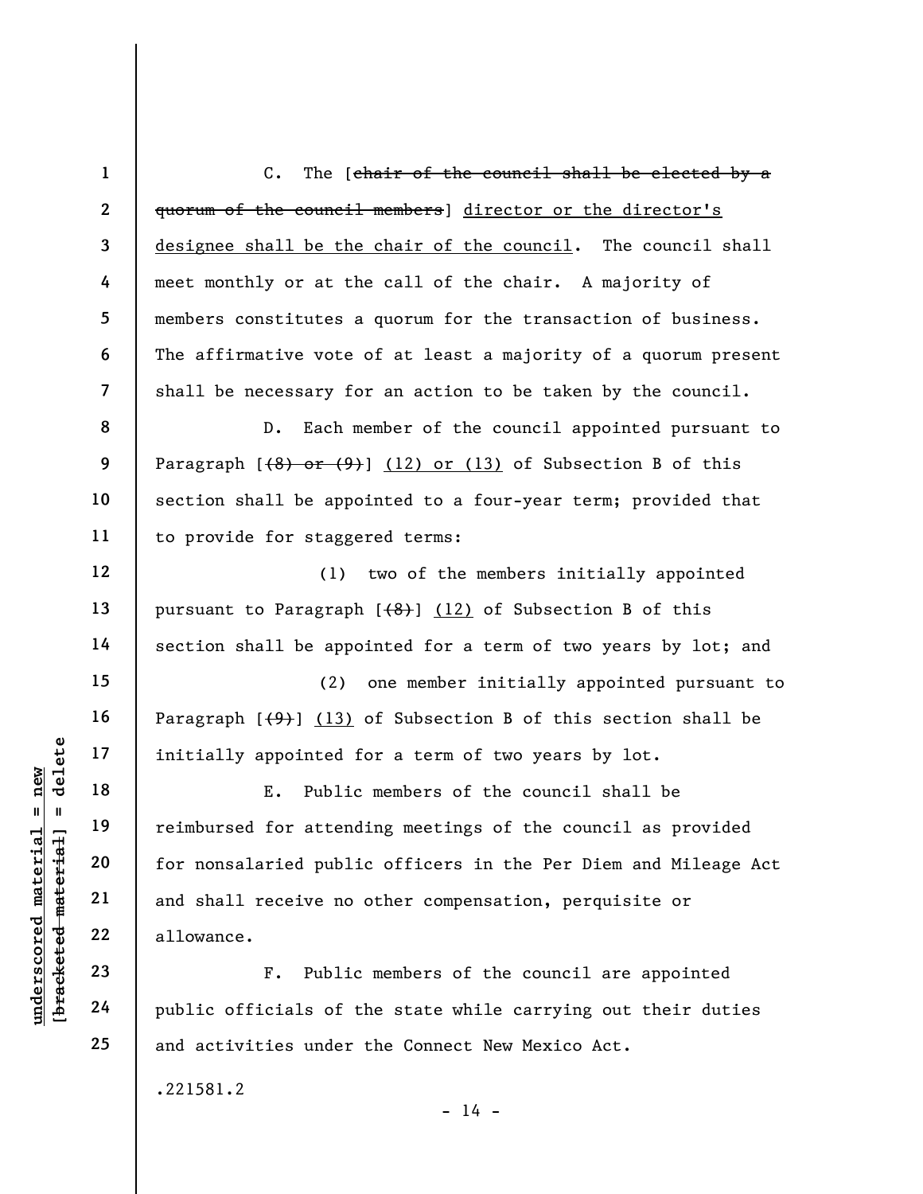C. The [~~chair of the council shall be elected by a quorum of the council members~~] <u>director or the director's designee shall be the chair of the council</u>. The council shall meet monthly or at the call of the chair. A majority of members constitutes a quorum for the transaction of business. The affirmative vote of at least a majority of a quorum present shall be necessary for an action to be taken by the council.

D. Each member of the council appointed pursuant to Paragraph [~~(8) or (9)~~] <u>(12) or (13)</u> of Subsection B of this section shall be appointed to a four-year term; provided that to provide for staggered terms:

(1) two of the members initially appointed pursuant to Paragraph [~~(8)~~] <u>(12)</u> of Subsection B of this section shall be appointed for a term of two years by lot; and

(2) one member initially appointed pursuant to Paragraph [~~(9)~~] <u>(13)</u> of Subsection B of this section shall be initially appointed for a term of two years by lot.

E. Public members of the council shall be reimbursed for attending meetings of the council as provided for nonsalaried public officers in the Per Diem and Mileage Act and shall receive no other compensation, perquisite or allowance.

F. Public members of the council are appointed public officials of the state while carrying out their duties and activities under the Connect New Mexico Act.

.221581.2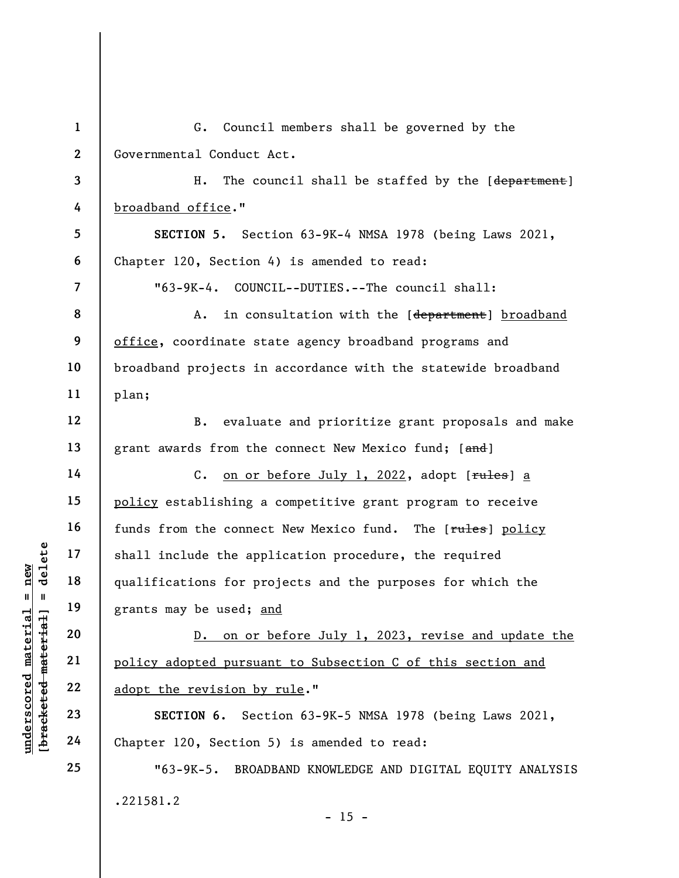G. Council members shall be governed by the Governmental Conduct Act.

H. The council shall be staffed by the [~~department~~] <u>broadband office</u>."

**SECTION 5.** Section 63-9K-4 NMSA 1978 (being Laws 2021, Chapter 120, Section 4) is amended to read:

"63-9K-4. COUNCIL--DUTIES.--The council shall:

A. in consultation with the [~~department~~] <u>broadband office</u>, coordinate state agency broadband programs and broadband projects in accordance with the statewide broadband plan;

B. evaluate and prioritize grant proposals and make grant awards from the connect New Mexico fund; [~~and~~]

C. <u>on or before July 1, 2022</u>, adopt [~~rules~~] <u>a policy</u> establishing a competitive grant program to receive funds from the connect New Mexico fund. The [~~rules~~] <u>policy</u> shall include the application procedure, the required qualifications for projects and the purposes for which the grants may be used; <u>and</u>

<u>D. on or before July 1, 2023, revise and update the policy adopted pursuant to Subsection C of this section and adopt the revision by rule</u>."

**SECTION 6.** Section 63-9K-5 NMSA 1978 (being Laws 2021, Chapter 120, Section 5) is amended to read:

"63-9K-5. BROADBAND KNOWLEDGE AND DIGITAL EQUITY ANALYSIS

.221581.2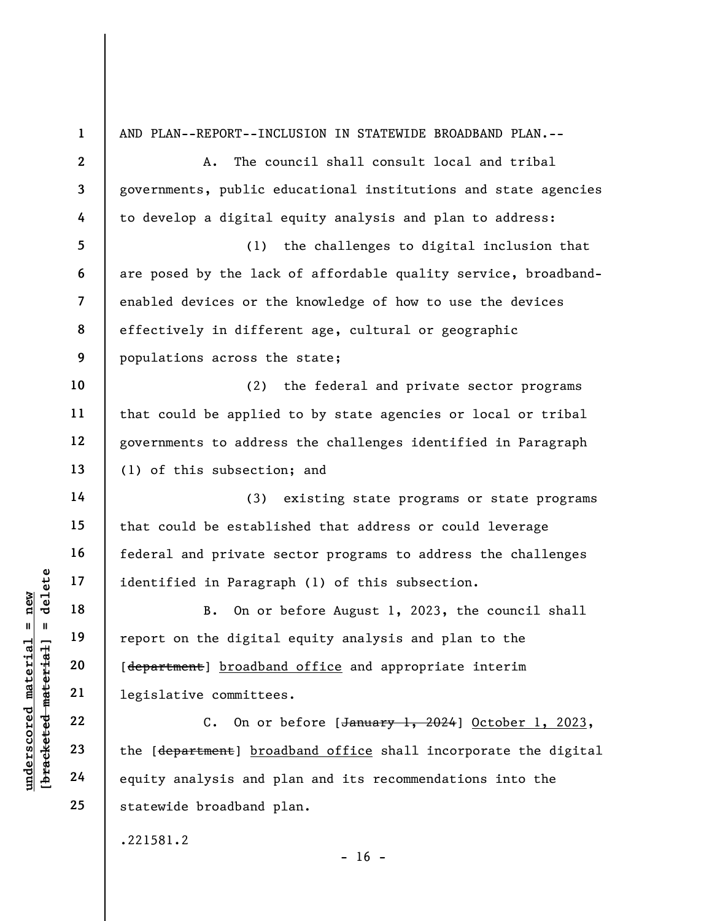AND PLAN--REPORT--INCLUSION IN STATEWIDE BROADBAND PLAN.--

A. The council shall consult local and tribal governments, public educational institutions and state agencies to develop a digital equity analysis and plan to address:

(1) the challenges to digital inclusion that are posed by the lack of affordable quality service, broadband-enabled devices or the knowledge of how to use the devices effectively in different age, cultural or geographic populations across the state;

(2) the federal and private sector programs that could be applied to by state agencies or local or tribal governments to address the challenges identified in Paragraph (1) of this subsection; and

(3) existing state programs or state programs that could be established that address or could leverage federal and private sector programs to address the challenges identified in Paragraph (1) of this subsection.

B. On or before August 1, 2023, the council shall report on the digital equity analysis and plan to the [~~department~~] <u>broadband office</u> and appropriate interim legislative committees.

C. On or before [~~January 1, 2024~~] <u>October 1, 2023</u>, the [~~department~~] <u>broadband office</u> shall incorporate the digital equity analysis and plan and its recommendations into the statewide broadband plan.

.221581.2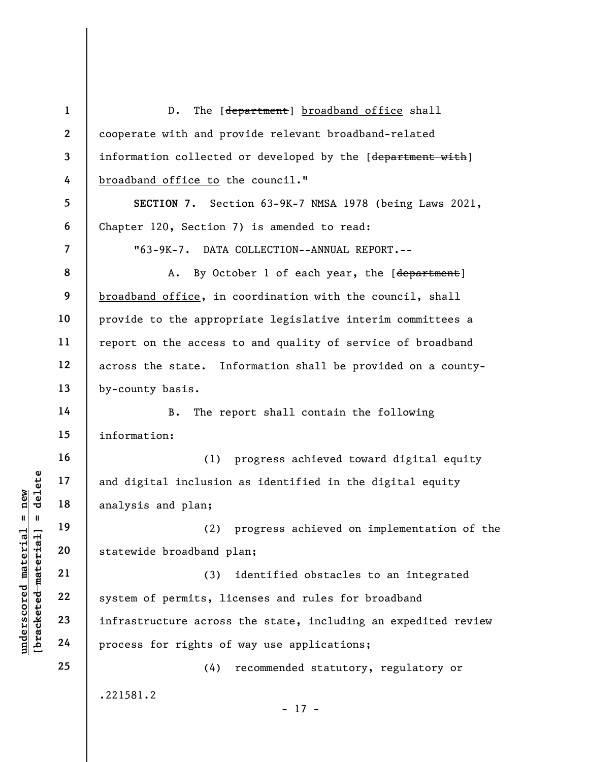D. The [~~department~~] broadband office shall cooperate with and provide relevant broadband-related information collected or developed by the [~~department with~~] broadband office to the council."

**SECTION 7.** Section 63-9K-7 NMSA 1978 (being Laws 2021, Chapter 120, Section 7) is amended to read:

"63-9K-7. DATA COLLECTION--ANNUAL REPORT.--

A. By October 1 of each year, the [~~department~~] broadband office, in coordination with the council, shall provide to the appropriate legislative interim committees a report on the access to and quality of service of broadband across the state. Information shall be provided on a county-by-county basis.

B. The report shall contain the following information:

(1) progress achieved toward digital equity and digital inclusion as identified in the digital equity analysis and plan;

(2) progress achieved on implementation of the statewide broadband plan;

(3) identified obstacles to an integrated system of permits, licenses and rules for broadband infrastructure across the state, including an expedited review process for rights of way use applications;

(4) recommended statutory, regulatory or

.221581.2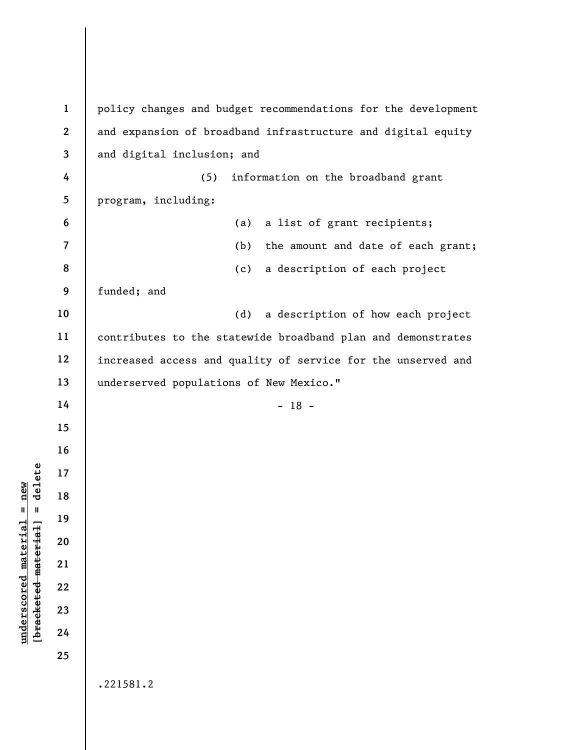policy changes and budget recommendations for the development and expansion of broadband infrastructure and digital equity and digital inclusion; and

(5) information on the broadband grant program, including:

(a) a list of grant recipients;

(b) the amount and date of each grant;

(c) a description of each project funded; and

(d) a description of how each project contributes to the statewide broadband plan and demonstrates increased access and quality of service for the unserved and underserved populations of New Mexico."

.221581.2